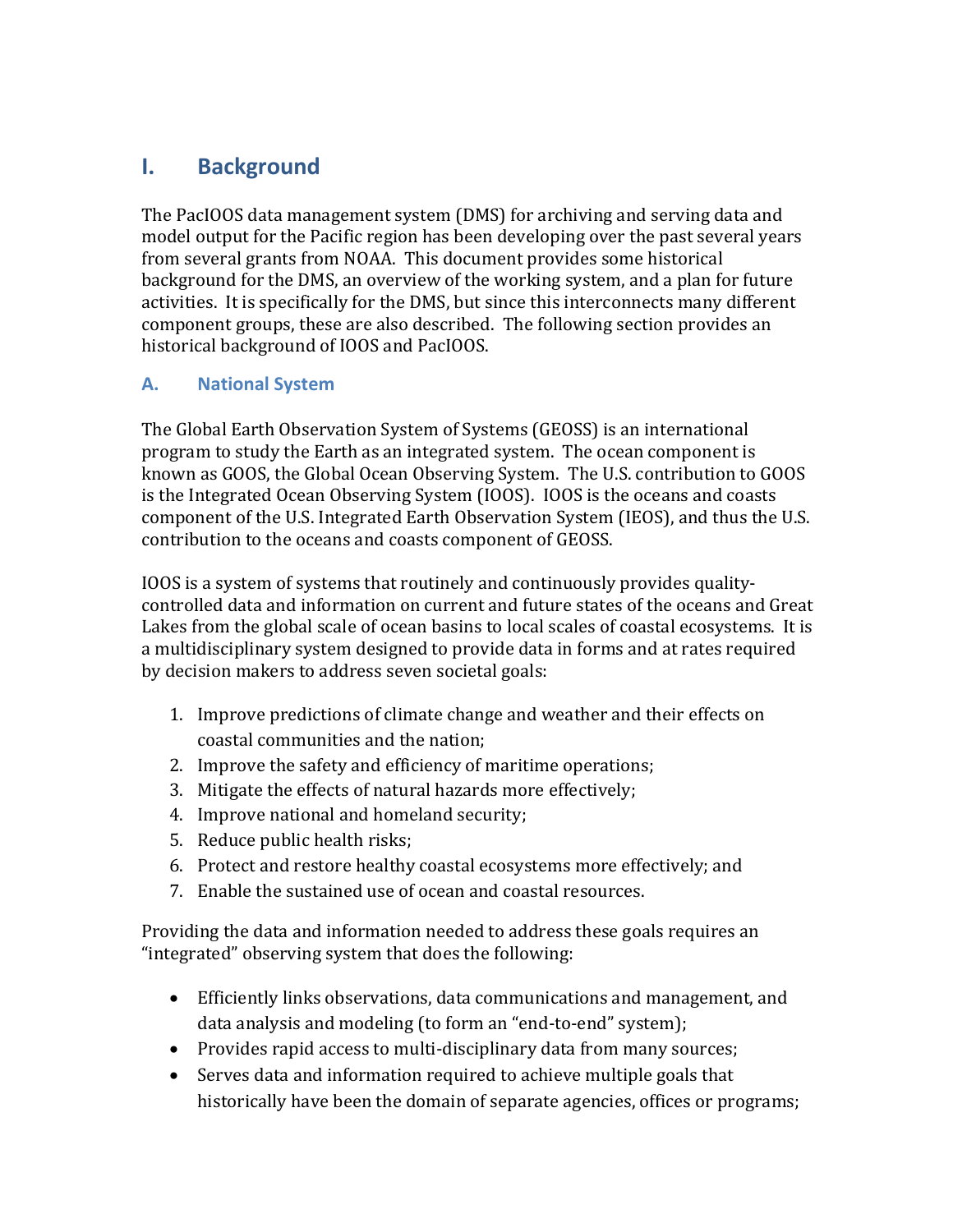# I. Background

The PacIOOS data management system (DMS) for archiving and serving data and model output for the Pacific region has been developing over the past several years from several grants from NOAA. This document provides some historical background for the DMS, an overview of the working system, and a plan for future activities. It is specifically for the DMS, but since this interconnects many different component groups, these are also described. The following section provides an historical background of IOOS and PacIOOS.

## A. National System

The Global Earth Observation System of Systems (GEOSS) is an international program to study the Earth as an integrated system. The ocean component is known as GOOS, the Global Ocean Observing System. The U.S. contribution to GOOS is the Integrated Ocean Observing System (IOOS). IOOS is the oceans and coasts component of the U.S. Integrated Earth Observation System (IEOS), and thus the U.S. contribution to the oceans and coasts component of GEOSS.

IOOS is a system of systems that routinely and continuously provides quality-controlled data and information on current and future states of the oceans and Great Lakes from the global scale of ocean basins to local scales of coastal ecosystems. It is a multidisciplinary system designed to provide data in forms and at rates required by decision makers to address seven societal goals:

1. Improve predictions of climate change and weather and their effects on coastal communities and the nation;
2. Improve the safety and efficiency of maritime operations;
3. Mitigate the effects of natural hazards more effectively;
4. Improve national and homeland security;
5. Reduce public health risks;
6. Protect and restore healthy coastal ecosystems more effectively; and
7. Enable the sustained use of ocean and coastal resources.

Providing the data and information needed to address these goals requires an "integrated" observing system that does the following:

- Efficiently links observations, data communications and management, and data analysis and modeling (to form an "end-to-end" system);
- Provides rapid access to multi-disciplinary data from many sources;
- Serves data and information required to achieve multiple goals that historically have been the domain of separate agencies, offices or programs;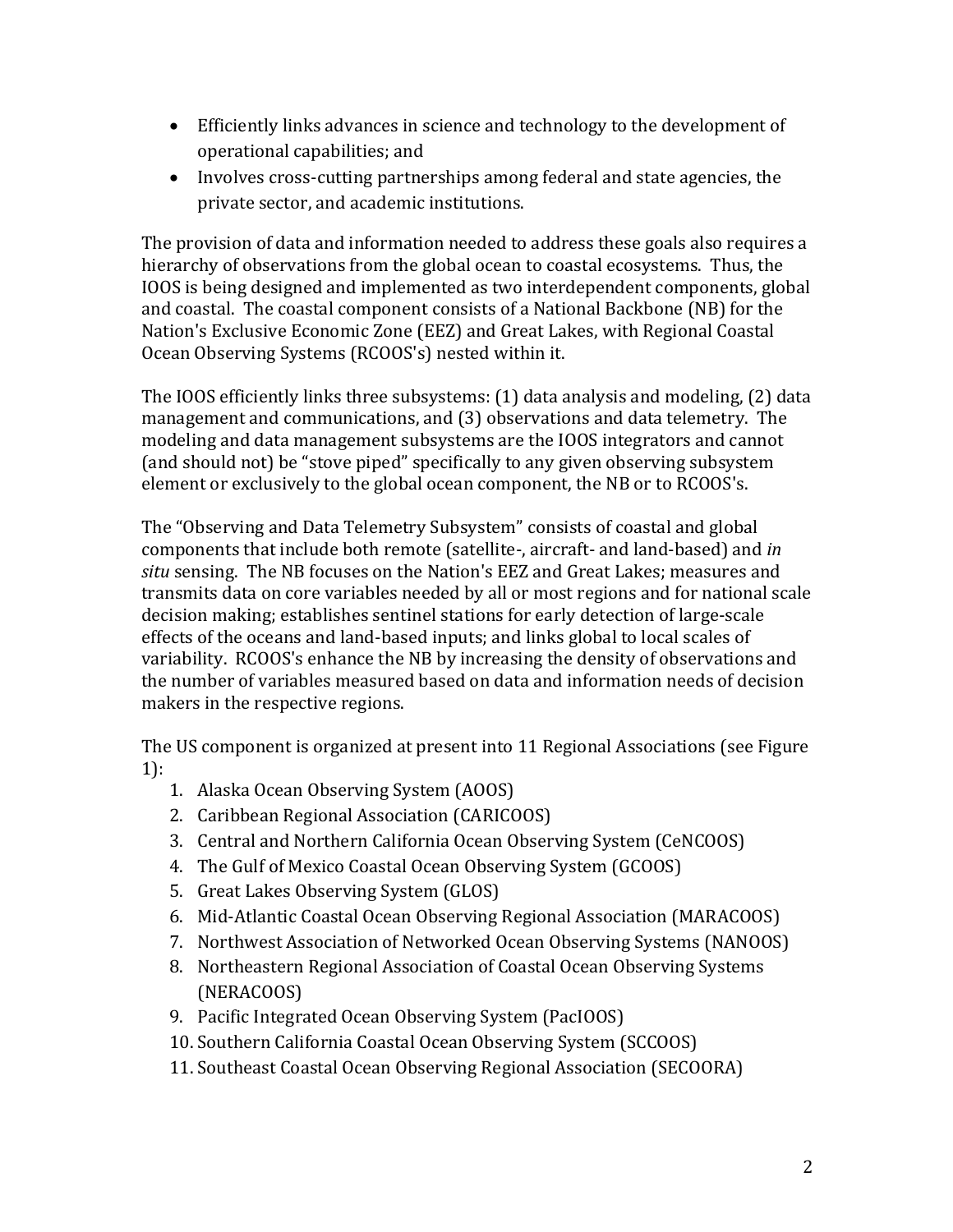- Efficiently links advances in science and technology to the development of operational capabilities; and
- Involves cross-cutting partnerships among federal and state agencies, the private sector, and academic institutions.

The provision of data and information needed to address these goals also requires a hierarchy of observations from the global ocean to coastal ecosystems. Thus, the IOOS is being designed and implemented as two interdependent components, global and coastal. The coastal component consists of a National Backbone (NB) for the Nation's Exclusive Economic Zone (EEZ) and Great Lakes, with Regional Coastal Ocean Observing Systems (RCOOS's) nested within it.

The IOOS efficiently links three subsystems: (1) data analysis and modeling, (2) data management and communications, and (3) observations and data telemetry. The modeling and data management subsystems are the IOOS integrators and cannot (and should not) be "stove piped" specifically to any given observing subsystem element or exclusively to the global ocean component, the NB or to RCOOS's.

The "Observing and Data Telemetry Subsystem" consists of coastal and global components that include both remote (satellite-, aircraft- and land-based) and *in situ* sensing. The NB focuses on the Nation's EEZ and Great Lakes; measures and transmits data on core variables needed by all or most regions and for national scale decision making; establishes sentinel stations for early detection of large-scale effects of the oceans and land-based inputs; and links global to local scales of variability. RCOOS's enhance the NB by increasing the density of observations and the number of variables measured based on data and information needs of decision makers in the respective regions.

The US component is organized at present into 11 Regional Associations (see Figure 1):

1. Alaska Ocean Observing System (AOOS)
2. Caribbean Regional Association (CARICOOS)
3. Central and Northern California Ocean Observing System (CeNCOOS)
4. The Gulf of Mexico Coastal Ocean Observing System (GCOOS)
5. Great Lakes Observing System (GLOS)
6. Mid-Atlantic Coastal Ocean Observing Regional Association (MARACOOS)
7. Northwest Association of Networked Ocean Observing Systems (NANOOS)
8. Northeastern Regional Association of Coastal Ocean Observing Systems (NERACOOS)
9. Pacific Integrated Ocean Observing System (PacIOOS)
10. Southern California Coastal Ocean Observing System (SCCOOS)
11. Southeast Coastal Ocean Observing Regional Association (SECOORA)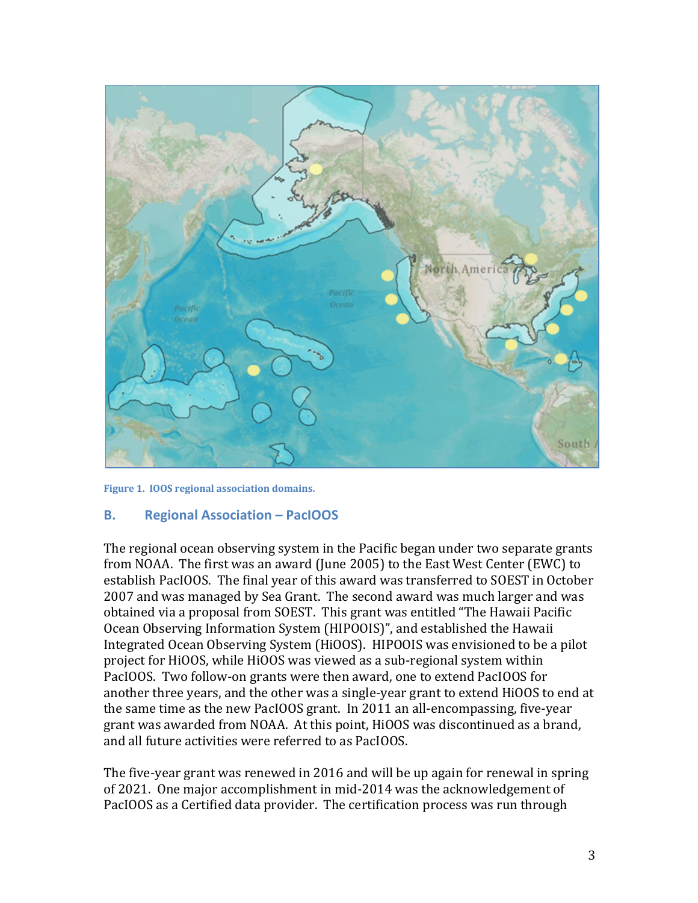Figure 1. IOOS regional association domains.

## B. Regional Association – PacIOOS

The regional ocean observing system in the Pacific began under two separate grants from NOAA. The first was an award (June 2005) to the East West Center (EWC) to establish PacIOOS. The final year of this award was transferred to SOEST in October 2007 and was managed by Sea Grant. The second award was much larger and was obtained via a proposal from SOEST. This grant was entitled "The Hawaii Pacific Ocean Observing Information System (HIPOOIS)", and established the Hawaii Integrated Ocean Observing System (HiOOS). HIPOOIS was envisioned to be a pilot project for HiOOS, while HiOOS was viewed as a sub-regional system within PacIOOS. Two follow-on grants were then award, one to extend PacIOOS for another three years, and the other was a single-year grant to extend HiOOS to end at the same time as the new PacIOOS grant. In 2011 an all-encompassing, five-year grant was awarded from NOAA. At this point, HiOOS was discontinued as a brand, and all future activities were referred to as PacIOOS.

The five-year grant was renewed in 2016 and will be up again for renewal in spring of 2021. One major accomplishment in mid-2014 was the acknowledgement of PacIOOS as a Certified data provider. The certification process was run through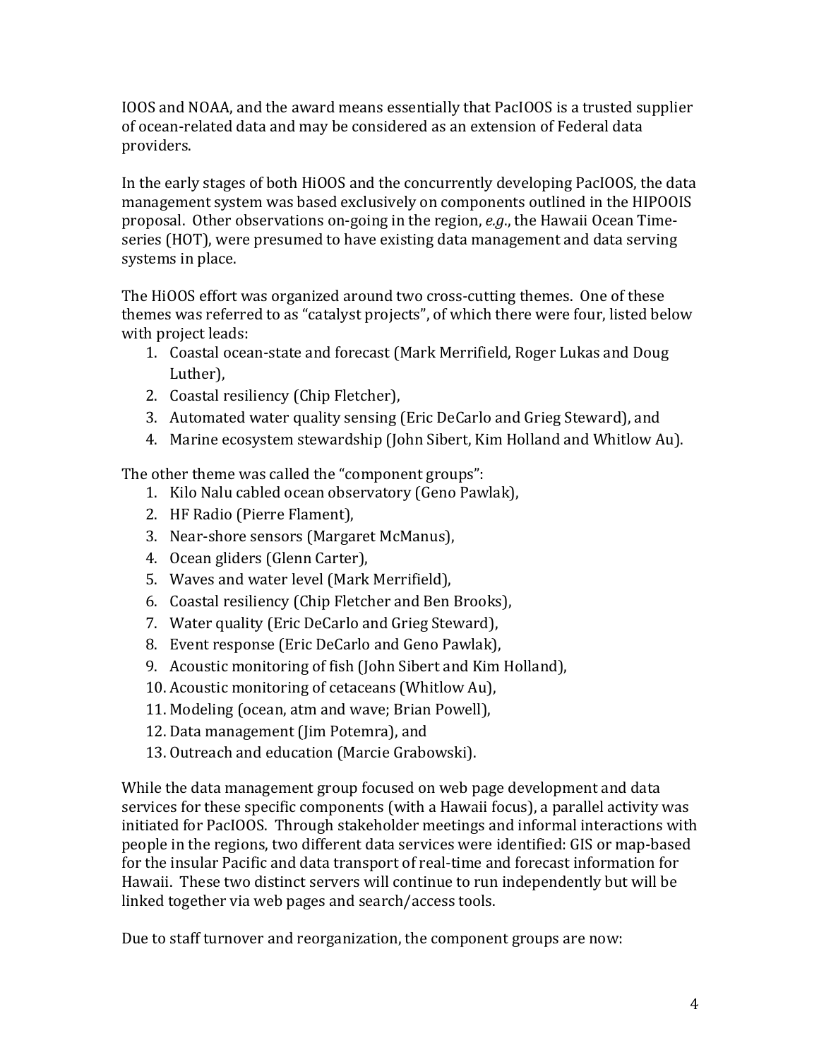IOOS and NOAA, and the award means essentially that PacIOOS is a trusted supplier of ocean-related data and may be considered as an extension of Federal data providers.

In the early stages of both HiOOS and the concurrently developing PacIOOS, the data management system was based exclusively on components outlined in the HIPOOIS proposal. Other observations on-going in the region, *e.g.*, the Hawaii Ocean Time-series (HOT), were presumed to have existing data management and data serving systems in place.

The HiOOS effort was organized around two cross-cutting themes. One of these themes was referred to as "catalyst projects", of which there were four, listed below with project leads:

1. Coastal ocean-state and forecast (Mark Merrifield, Roger Lukas and Doug Luther),
2. Coastal resiliency (Chip Fletcher),
3. Automated water quality sensing (Eric DeCarlo and Grieg Steward), and
4. Marine ecosystem stewardship (John Sibert, Kim Holland and Whitlow Au).

The other theme was called the "component groups":

1. Kilo Nalu cabled ocean observatory (Geno Pawlak),
2. HF Radio (Pierre Flament),
3. Near-shore sensors (Margaret McManus),
4. Ocean gliders (Glenn Carter),
5. Waves and water level (Mark Merrifield),
6. Coastal resiliency (Chip Fletcher and Ben Brooks),
7. Water quality (Eric DeCarlo and Grieg Steward),
8. Event response (Eric DeCarlo and Geno Pawlak),
9. Acoustic monitoring of fish (John Sibert and Kim Holland),
10. Acoustic monitoring of cetaceans (Whitlow Au),
11. Modeling (ocean, atm and wave; Brian Powell),
12. Data management (Jim Potemra), and
13. Outreach and education (Marcie Grabowski).

While the data management group focused on web page development and data services for these specific components (with a Hawaii focus), a parallel activity was initiated for PacIOOS. Through stakeholder meetings and informal interactions with people in the regions, two different data services were identified: GIS or map-based for the insular Pacific and data transport of real-time and forecast information for Hawaii. These two distinct servers will continue to run independently but will be linked together via web pages and search/access tools.

Due to staff turnover and reorganization, the component groups are now: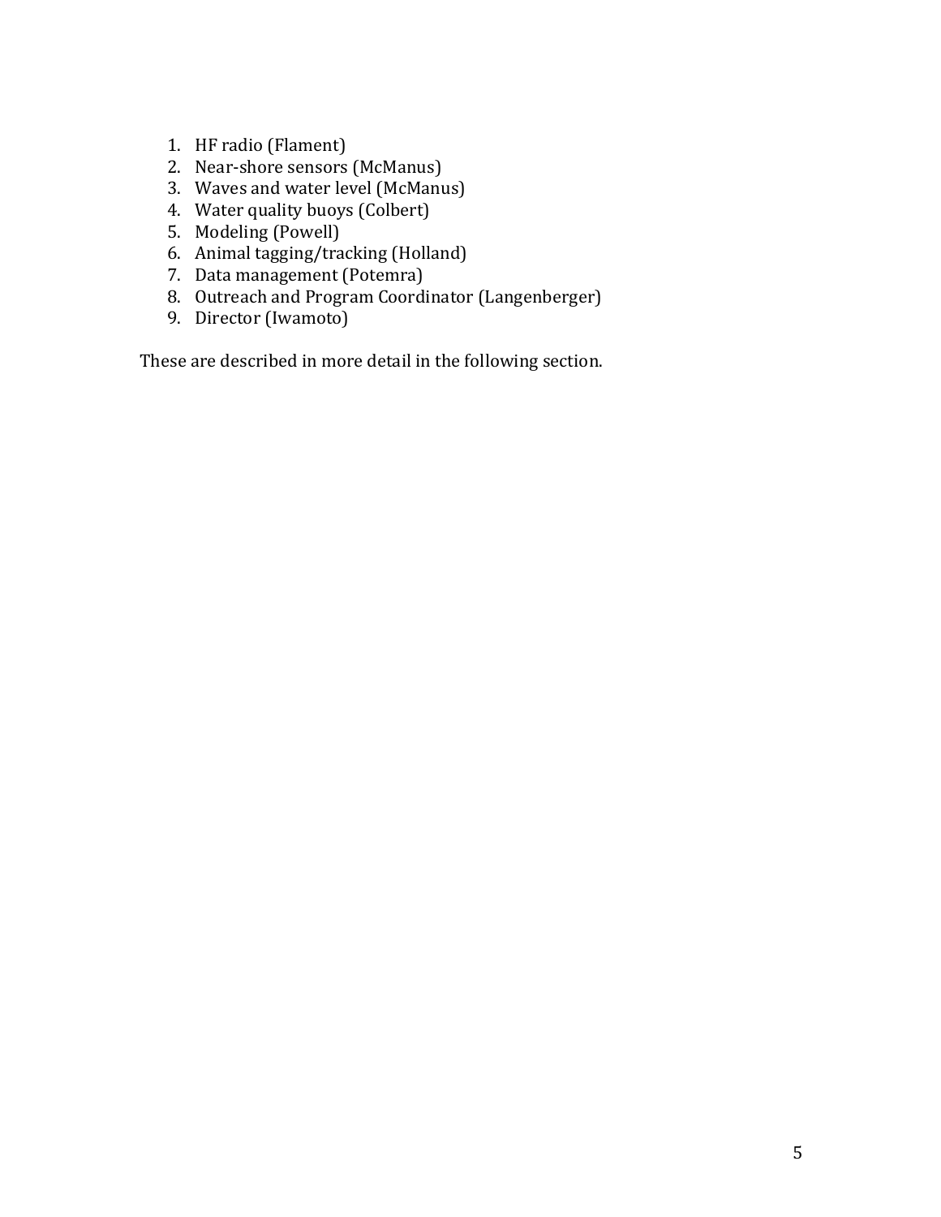1. HF radio (Flament)
2. Near-shore sensors (McManus)
3. Waves and water level (McManus)
4. Water quality buoys (Colbert)
5. Modeling (Powell)
6. Animal tagging/tracking (Holland)
7. Data management (Potemra)
8. Outreach and Program Coordinator (Langenberger)
9. Director (Iwamoto)

These are described in more detail in the following section.